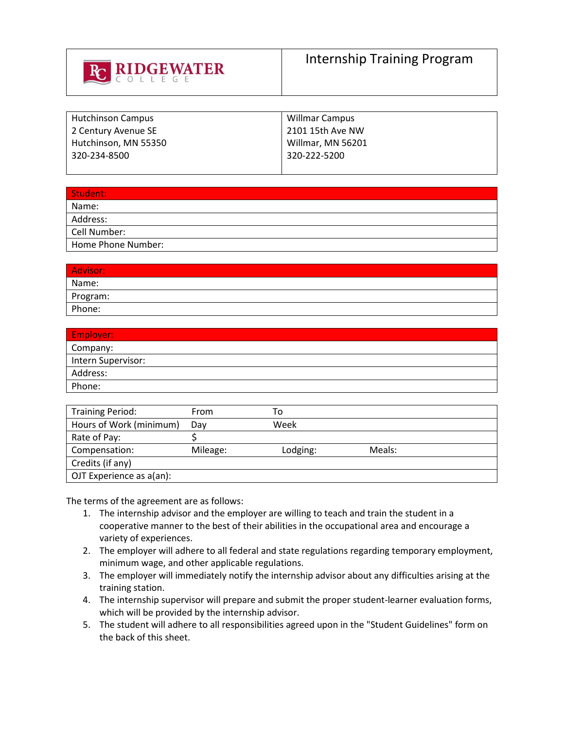| RIDGEWATER COLLEGE | Internship Training Program |
|---|---|

| Hutchinson Campus | Willmar Campus |
|---|---|
| 2 Century Avenue SE | 2101 15th Ave NW |
| Hutchinson, MN 55350 | Willmar, MN 56201 |
| 320-234-8500 | 320-222-5200 |

| Student: |
|---|
| Name: |
| Address: |
| Cell Number: |
| Home Phone Number: |

| Advisor: |
|---|
| Name: |
| Program: |
| Phone: |

| Employer: |
|---|
| Company: |
| Intern Supervisor: |
| Address: |
| Phone: |

| Training Period: | From | To | |
|---|---|---|---|
| Hours of Work (minimum) | Day | Week | |
| Rate of Pay: | $ | | |
| Compensation: | Mileage: | Lodging: | Meals: |
| Credits (if any) | | | |
| OJT Experience as a(an): | | | |

The terms of the agreement are as follows:

1. The internship advisor and the employer are willing to teach and train the student in a cooperative manner to the best of their abilities in the occupational area and encourage a variety of experiences.
2. The employer will adhere to all federal and state regulations regarding temporary employment, minimum wage, and other applicable regulations.
3. The employer will immediately notify the internship advisor about any difficulties arising at the training station.
4. The internship supervisor will prepare and submit the proper student-learner evaluation forms, which will be provided by the internship advisor.
5. The student will adhere to all responsibilities agreed upon in the "Student Guidelines" form on the back of this sheet.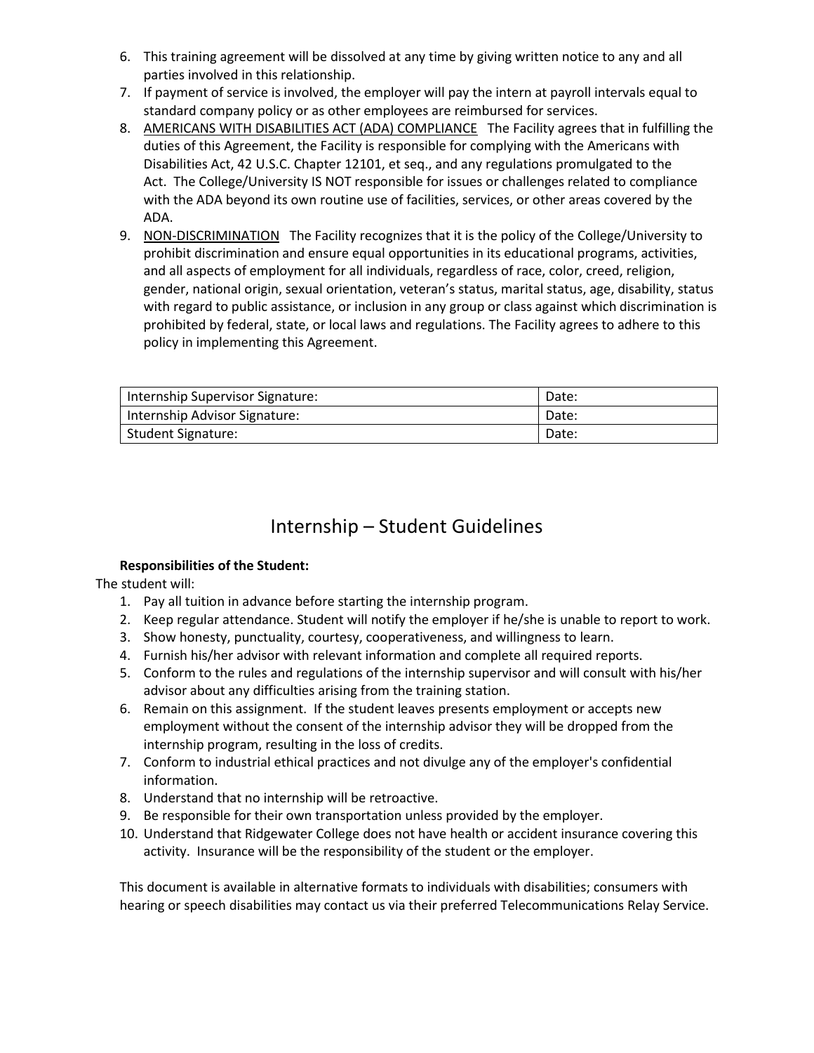6. This training agreement will be dissolved at any time by giving written notice to any and all parties involved in this relationship.
7. If payment of service is involved, the employer will pay the intern at payroll intervals equal to standard company policy or as other employees are reimbursed for services.
8. AMERICANS WITH DISABILITIES ACT (ADA) COMPLIANCE The Facility agrees that in fulfilling the duties of this Agreement, the Facility is responsible for complying with the Americans with Disabilities Act, 42 U.S.C. Chapter 12101, et seq., and any regulations promulgated to the Act. The College/University IS NOT responsible for issues or challenges related to compliance with the ADA beyond its own routine use of facilities, services, or other areas covered by the ADA.
9. NON-DISCRIMINATION The Facility recognizes that it is the policy of the College/University to prohibit discrimination and ensure equal opportunities in its educational programs, activities, and all aspects of employment for all individuals, regardless of race, color, creed, religion, gender, national origin, sexual orientation, veteran's status, marital status, age, disability, status with regard to public assistance, or inclusion in any group or class against which discrimination is prohibited by federal, state, or local laws and regulations. The Facility agrees to adhere to this policy in implementing this Agreement.

| | |
|---|---|
| Internship Supervisor Signature: | Date: |
| Internship Advisor Signature: | Date: |
| Student Signature: | Date: |

# Internship – Student Guidelines

**Responsibilities of the Student:**

The student will:

1. Pay all tuition in advance before starting the internship program.
2. Keep regular attendance. Student will notify the employer if he/she is unable to report to work.
3. Show honesty, punctuality, courtesy, cooperativeness, and willingness to learn.
4. Furnish his/her advisor with relevant information and complete all required reports.
5. Conform to the rules and regulations of the internship supervisor and will consult with his/her advisor about any difficulties arising from the training station.
6. Remain on this assignment. If the student leaves presents employment or accepts new employment without the consent of the internship advisor they will be dropped from the internship program, resulting in the loss of credits.
7. Conform to industrial ethical practices and not divulge any of the employer's confidential information.
8. Understand that no internship will be retroactive.
9. Be responsible for their own transportation unless provided by the employer.
10. Understand that Ridgewater College does not have health or accident insurance covering this activity. Insurance will be the responsibility of the student or the employer.

This document is available in alternative formats to individuals with disabilities; consumers with hearing or speech disabilities may contact us via their preferred Telecommunications Relay Service.